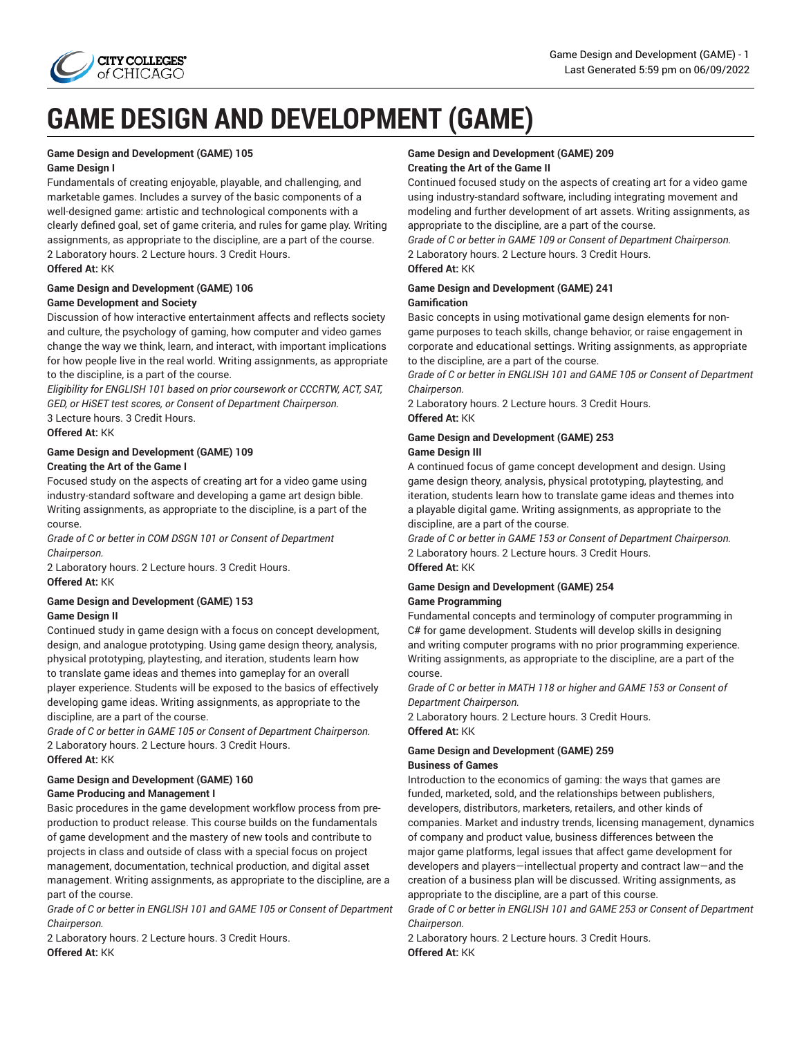# GAME DESIGN AND DEVELOPMENT (GAME)

**Game Design and Development (GAME) 105**
**Game Design I**

Fundamentals of creating enjoyable, playable, and challenging, and marketable games. Includes a survey of the basic components of a well-designed game: artistic and technological components with a clearly defined goal, set of game criteria, and rules for game play. Writing assignments, as appropriate to the discipline, are a part of the course.
2 Laboratory hours. 2 Lecture hours. 3 Credit Hours.
**Offered At:** KK

**Game Design and Development (GAME) 106**
**Game Development and Society**

Discussion of how interactive entertainment affects and reflects society and culture, the psychology of gaming, how computer and video games change the way we think, learn, and interact, with important implications for how people live in the real world. Writing assignments, as appropriate to the discipline, is a part of the course.
*Eligibility for ENGLISH 101 based on prior coursework or CCCRTW, ACT, SAT, GED, or HiSET test scores, or Consent of Department Chairperson.*
3 Lecture hours. 3 Credit Hours.
**Offered At:** KK

**Game Design and Development (GAME) 109**
**Creating the Art of the Game I**

Focused study on the aspects of creating art for a video game using industry-standard software and developing a game art design bible. Writing assignments, as appropriate to the discipline, is a part of the course.
*Grade of C or better in COM DSGN 101 or Consent of Department Chairperson.*
2 Laboratory hours. 2 Lecture hours. 3 Credit Hours.
**Offered At:** KK

**Game Design and Development (GAME) 153**
**Game Design II**

Continued study in game design with a focus on concept development, design, and analogue prototyping. Using game design theory, analysis, physical prototyping, playtesting, and iteration, students learn how to translate game ideas and themes into gameplay for an overall player experience. Students will be exposed to the basics of effectively developing game ideas. Writing assignments, as appropriate to the discipline, are a part of the course.
*Grade of C or better in GAME 105 or Consent of Department Chairperson.*
2 Laboratory hours. 2 Lecture hours. 3 Credit Hours.
**Offered At:** KK

**Game Design and Development (GAME) 160**
**Game Producing and Management I**

Basic procedures in the game development workflow process from pre-production to product release. This course builds on the fundamentals of game development and the mastery of new tools and contribute to projects in class and outside of class with a special focus on project management, documentation, technical production, and digital asset management. Writing assignments, as appropriate to the discipline, are a part of the course.
*Grade of C or better in ENGLISH 101 and GAME 105 or Consent of Department Chairperson.*
2 Laboratory hours. 2 Lecture hours. 3 Credit Hours.
**Offered At:** KK

**Game Design and Development (GAME) 209**
**Creating the Art of the Game II**

Continued focused study on the aspects of creating art for a video game using industry-standard software, including integrating movement and modeling and further development of art assets. Writing assignments, as appropriate to the discipline, are a part of the course.
*Grade of C or better in GAME 109 or Consent of Department Chairperson.*
2 Laboratory hours. 2 Lecture hours. 3 Credit Hours.
**Offered At:** KK

**Game Design and Development (GAME) 241**
**Gamification**

Basic concepts in using motivational game design elements for non-game purposes to teach skills, change behavior, or raise engagement in corporate and educational settings. Writing assignments, as appropriate to the discipline, are a part of the course.
*Grade of C or better in ENGLISH 101 and GAME 105 or Consent of Department Chairperson.*
2 Laboratory hours. 2 Lecture hours. 3 Credit Hours.
**Offered At:** KK

**Game Design and Development (GAME) 253**
**Game Design III**

A continued focus of game concept development and design. Using game design theory, analysis, physical prototyping, playtesting, and iteration, students learn how to translate game ideas and themes into a playable digital game. Writing assignments, as appropriate to the discipline, are a part of the course.
*Grade of C or better in GAME 153 or Consent of Department Chairperson.*
2 Laboratory hours. 2 Lecture hours. 3 Credit Hours.
**Offered At:** KK

**Game Design and Development (GAME) 254**
**Game Programming**

Fundamental concepts and terminology of computer programming in C# for game development. Students will develop skills in designing and writing computer programs with no prior programming experience. Writing assignments, as appropriate to the discipline, are a part of the course.
*Grade of C or better in MATH 118 or higher and GAME 153 or Consent of Department Chairperson.*
2 Laboratory hours. 2 Lecture hours. 3 Credit Hours.
**Offered At:** KK

**Game Design and Development (GAME) 259**
**Business of Games**

Introduction to the economics of gaming: the ways that games are funded, marketed, sold, and the relationships between publishers, developers, distributors, marketers, retailers, and other kinds of companies. Market and industry trends, licensing management, dynamics of company and product value, business differences between the major game platforms, legal issues that affect game development for developers and players—intellectual property and contract law—and the creation of a business plan will be discussed. Writing assignments, as appropriate to the discipline, are a part of this course.
*Grade of C or better in ENGLISH 101 and GAME 253 or Consent of Department Chairperson.*
2 Laboratory hours. 2 Lecture hours. 3 Credit Hours.
**Offered At:** KK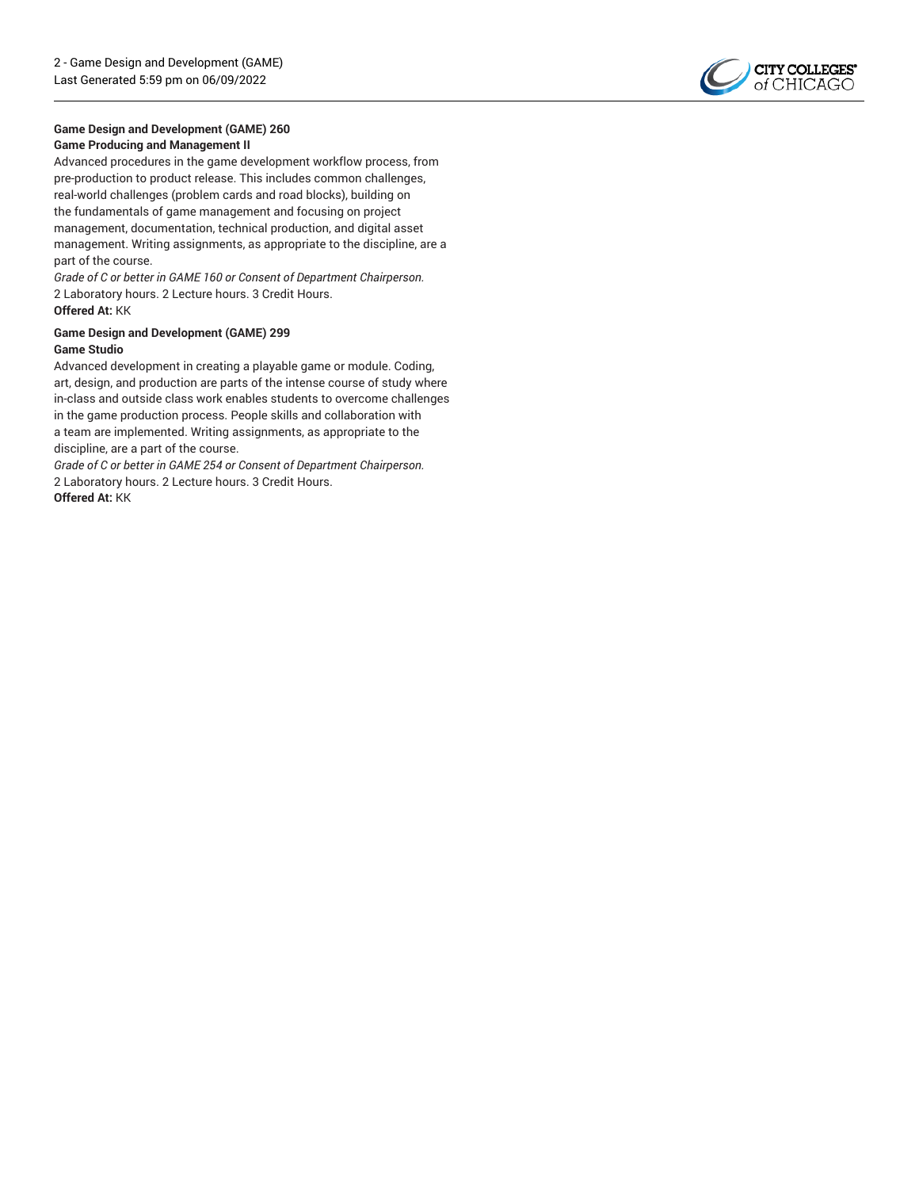**Game Design and Development (GAME) 260**
**Game Producing and Management II**

Advanced procedures in the game development workflow process, from pre-production to product release. This includes common challenges, real-world challenges (problem cards and road blocks), building on the fundamentals of game management and focusing on project management, documentation, technical production, and digital asset management. Writing assignments, as appropriate to the discipline, are a part of the course.

*Grade of C or better in GAME 160 or Consent of Department Chairperson.*

2 Laboratory hours. 2 Lecture hours. 3 Credit Hours.

**Offered At:** KK

**Game Design and Development (GAME) 299**
**Game Studio**

Advanced development in creating a playable game or module. Coding, art, design, and production are parts of the intense course of study where in-class and outside class work enables students to overcome challenges in the game production process. People skills and collaboration with a team are implemented. Writing assignments, as appropriate to the discipline, are a part of the course.

*Grade of C or better in GAME 254 or Consent of Department Chairperson.*

2 Laboratory hours. 2 Lecture hours. 3 Credit Hours.

**Offered At:** KK